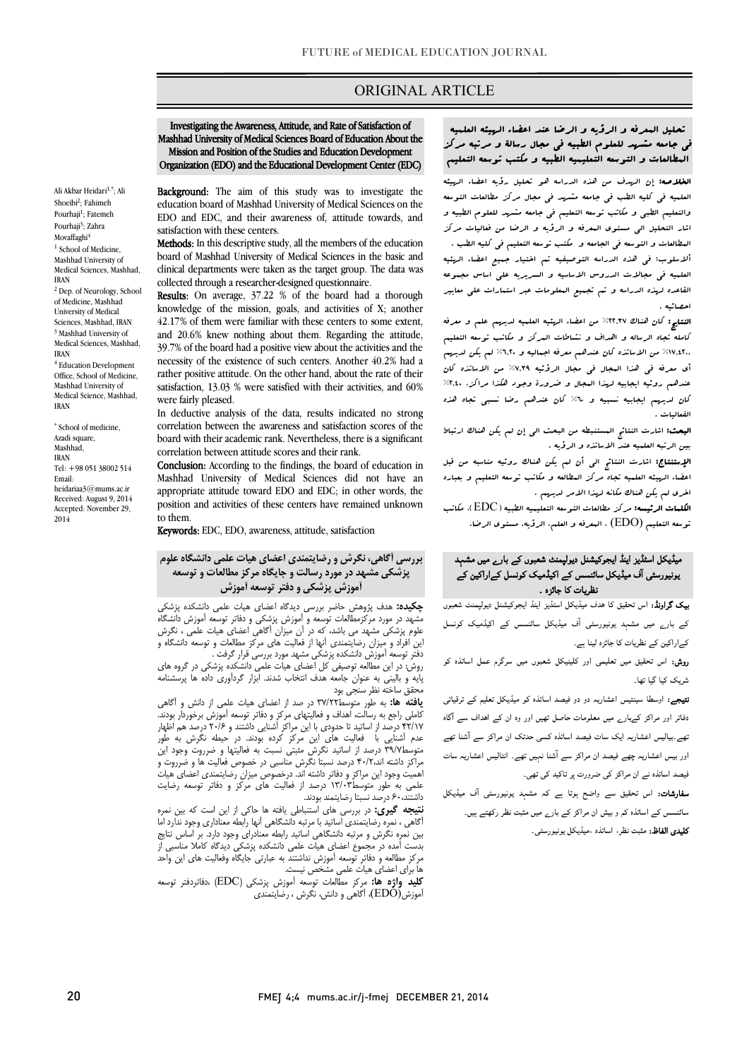ORIGINAL ARTICLE

# Investigating the Awareness, Attitude, and Rate of Satisfaction of Mashhad University of Medical Sciences Board of Education About the Mission and Position of the Studies and Education Development Organization (EDO) and the Educational Development Center (EDC)

Ali Akbar Heidari[1,*]; Ali Shoeibi[2]; Fahimeh Pourhaji[1]; Fatemeh Pourhaji[3]; Zahra Movaffaghi[4]

[1] School of Medicine, Mashhad University of Medical Sciences, Mashhad, IRAN

[2] Dep. of Neurology, School of Medicine, Mashhad University of Medical Sciences, Mashhad, IRAN

[3] Mashhad University of Medical Sciences, Mashhad, IRAN

[4] Education Development Office, School of Medicine, Mashhad University of Medical Science, Mashhad, IRAN

* School of medicine, Azadi square, Mashhad, IRAN
Tel: +98 051 38002 514
Email: heidariaa3@mums.ac.ir
Received: August 9, 2014
Accepted: November 29, 2014

**Background:** The aim of this study was to investigate the education board of Mashhad University of Medical Sciences on the EDO and EDC, and their awareness of, attitude towards, and satisfaction with these centers.

**Methods:** In this descriptive study, all the members of the education board of Mashhad University of Medical Sciences in the basic and clinical departments were taken as the target group. The data was collected through a researcher-designed questionnaire.

**Results:** On average, 37.22 % of the board had a thorough knowledge of the mission, goals, and activities of X; another 42.17% of them were familiar with these centers to some extent, and 20.6% knew nothing about them. Regarding the attitude, 39.7% of the board had a positive view about the activities and the necessity of the existence of such centers. Another 40.2% had a rather positive attitude. On the other hand, about the rate of their satisfaction, 13.03 % were satisfied with their activities, and 60% were fairly pleased.

In deductive analysis of the data, results indicated no strong correlation between the awareness and satisfaction scores of the board with their academic rank. Nevertheless, there is a significant correlation between attitude scores and their rank.

**Conclusion:** According to the findings, the board of education in Mashhad University of Medical Sciences did not have an appropriate attitude toward EDO and EDC; in other words, the position and activities of these centers have remained unknown to them.

**Keywords:** EDC, EDO, awareness, attitude, satisfaction

## تحليل المعرفه و الرؤيه و الرضا عند اعضاء الهيئه العلميه في جامعه مشهد للعلوم الطبيه في مجال رسالة و مرتبه مركز المطالعات و التوسعه التعليميه الطبيه و مكتب توسعه التعليم

**الخلاصه:** إن الهدف من هذه الدراسه هو تحليل رؤيه اعضاء الهيئه العلميه في كليه الطب في جامعه مشهد في مجال مركز مطالعات التوسعه والتعليم الطبي و مكاتب توسعه التعليم في جامعه مشهد للعلوم الطبيه و اثار التحليل الي مستوى المعرفه و الرؤيه و الرضا من فعاليات مركز المطالعات و التوسعه في الجامعه و مكتب توسعه التعليم في كليه الطب .

**ألاسلوب:** في هذه الدراسه التوصيفيه تم اختيار جميع اعضاء الهيئه العلميه في مجالات الدروس الاساسيه و السريريه على اساس مجموعه القاعده لهذه الدراسه و تم تجميع المعلومات عبر استمارات على معايير احصائيه .

**النتايج:** كان هناك ٣٧،٢٢٪ من اعضاء الهيئه العلميه لديهم علم و معرفه كامله تجاه الرساله و الاهداف و نشاطات المركز و مكاتب توسعه التعليم ،٤٢،١٧٪ من الاساتذه كان عندهم معرفه اجماليه و ٢٠،٦٪ لم يكن لديهم أي معرفه في هذا المجال في مجال الرؤيه ٣٩،٧٪ من الاساتذه كان عندهم رؤيه ايجابيه لهذا المجال و ضرورة وجود هكذا مراكز، ٤٠،٢٪ كان لديهم ايجابيه نسبيه و ٦٠٪ كان عندهم رضا نسبي تجاه هذه الفعاليات .

**البحث:** اشارت النتائج المستنبطه من البحث الى إن لم يكن هناك ارتباط بين الرتبه العلميه عند الاساتذه و الرؤيه .

**الإستنتاج:** اشارت النتائج الي أن لم يكن هناك رؤيه مناسبه من قبل اعضاء الهيئه العلميه تجاه مركز المطالعه و مكاتب توسعه التعليم و بعباره اخرى لم يكن هناك مكانه لهذا الامر لديهم .

**الكلمات الرئيسه:** مركز مطالعات التوسعه التعليميه الطبيه ( EDC )، مكاتب توسعه التعليم (EDO) ، المعرفه و العلم، الرؤيه، مستوى الرضا.

## بررسی آگاهی، نگرش و رضایتمندی اعضای هیات علمی دانشگاه علوم پزشکی مشهد در مورد رسالت و جایگاه مرکز مطالعات و توسعه آموزش پزشکی و دفتر توسعه آموزش

**چکیده:** هدف پژوهش حاضر بررسی دیدگاه اعضای هیات علمی دانشکده پزشکی مشهد در مورد مرکزمطالعات توسعه و آموزش پزشکی و دفاتر توسعه آموزش دانشگاه علوم پزشکی مشهد می باشد، که در آن میزان آگاهی اعضای هیات علمی ، نگرش این افراد و میزان رضایتمندی آنها از فعالیت های مرکز مطالعات و توسعه دانشگاه و دفتر توسعه آموزش دانشکده پزشکی مشهد مورد بررسی قرار گرفت .

روش: در این مطالعه توصیفی کل اعضای هیات علمی دانشکده پزشکی در گروه های پایه و بالینی به عنوان جامعه هدف انتخاب شدند. ابزار گردآوری داده ها پرسشنامه محقق ساخته نظر سنجی بود

**یافته ها:** به طور متوسط۳۷/۲۲ در صد از اعضای هیات علمی از دانش و آگاهی کاملی راجع به رسالت، اهداف و فعالیتهای مرکز و دفاتر توسعه آموزش برخوردار بودند. ۴۲/۱۷ درصد از اساتید تا حدودی با این مراکز آشنایی داشتند و ۲۰/۶ درصد هم اظهار عدم آشنایی با فعالیت های این مرکز کرده بودند. در حیطه نگرش به طور متوسط۳۹/۷ درصد از اساتید نگرش مثبتی نسبت به فعالیتها و ضرروت وجود این مراکز داشته اند،۴۰/۲ درصد نسبتا نگرش مناسبی در خصوص فعالیت ها و ضرورت و اهمیت وجود این مراکز و دفاتر داشته اند. درخصوص میزان رضایتمندی اعضای هیات علمی به طور متوسط۱۳/۰۳ درصد از فعالیت های مرکز و دفاتر توسعه رضایت داشتند،۶۰ درصد نسبتا رضایتمند بودند.

**نتیجه گیری:** در بررسی های استنباطی یافته ها حاکی از این است که بین نمره آگاهی ، نمره رضایتمندی اساتید با مرتبه دانشگاهی آنها رابطه معناداری وجود ندارد اما بین نمره نگرش و مرتبه دانشگاهی اساتید رابطه معناداری وجود دارد. بر اساس نتایج بدست آمده در مجموع اعضای هیات علمی دانشکده پزشکی دیدگاه کاملا مناسبی از مرکز مطالعه و دفاتر توسعه آموزش نداشتند به عبارتی جایگاه وفعالیت های این واحد ها برای اعضای هیات علمی مشخص نیست.

**کلید واژه ها:** مرکز مطالعات توسعه آموزش پزشکی (EDC) ،دفاتردفتر توسعه آموزش(EDO)، آگاهی و دانش، نگرش ، رضایتمندی

## میڈیکل اسٹڈیز اینڈ ایجوکیشنل ڈیولپمنٹ شعبوں کے بارے میں مشہد یونیورسٹی آف میڈیکل سائنسس کے اکیڈمیک کونسل کےاراکین کے نظریات کا جائزہ ۔

**بیک گراونڈ:** اس تحقیق کا ھدف میڈیکل اسٹڈیز اینڈ ایجوکیشنل ڈیولپمنٹ شعبوں کے بارے میں مشہد یونیورسٹی آف میڈیکل سائنسس کے اکیڈمیک کونسل کےاراکین کے نظریات کا جائزہ لینا ہے۔

**روش:** اس تحقیق میں تعلیمی اور کلینیکل شعبوں میں سرگرم عمل اساتذہ کو شریک کیا گيا تھا۔

**نتیجے:** اوسطا سینتیس اعشاریہ دو دو فیصد اساتذہ کو میڈیکل تعلیم کے ترقیاتی دفاتر اور مراکز کےبارے میں معلومات حاصل تھیں اور وہ ان کے اھداف سے آگاہ تھے۔بیالیس اعشاریہ ایک سات فیصد اساتذہ کسی حدتک ان مراکز سے آشنا تھے اور بیس اعشاریہ چھے فیصد ان مراکز سے آشنا نہیں تھے۔ انتالیس اعشاریہ سات فیصد اساتذہ نے ان مراکز کی ضرورت پر تاکید کی تھی۔

**سفارشات:** اس تحقیق سے واضح ہوتا ہے کہ مشہد یونیورسٹی آف میڈیکل سائنسس کے اساتذہ کم و بیش ان مراکز کے بارے میں مثبت نظر رکھتے ہیں۔

**کلیدی الفاظ:** مثبت نظر، اساتذہ ،میڈیکل یونیورسٹی۔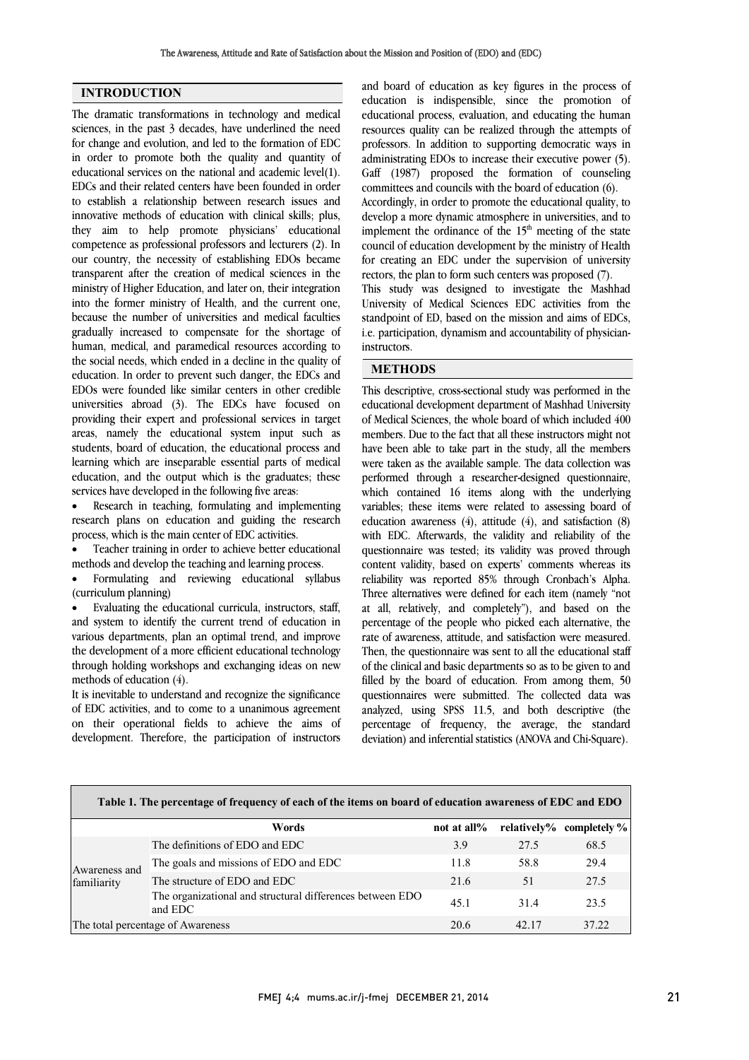## INTRODUCTION

The dramatic transformations in technology and medical sciences, in the past 3 decades, have underlined the need for change and evolution, and led to the formation of EDC in order to promote both the quality and quantity of educational services on the national and academic level(1). EDCs and their related centers have been founded in order to establish a relationship between research issues and innovative methods of education with clinical skills; plus, they aim to help promote physicians' educational competence as professional professors and lecturers (2). In our country, the necessity of establishing EDOs became transparent after the creation of medical sciences in the ministry of Higher Education, and later on, their integration into the former ministry of Health, and the current one, because the number of universities and medical faculties gradually increased to compensate for the shortage of human, medical, and paramedical resources according to the social needs, which ended in a decline in the quality of education. In order to prevent such danger, the EDCs and EDOs were founded like similar centers in other credible universities abroad (3). The EDCs have focused on providing their expert and professional services in target areas, namely the educational system input such as students, board of education, the educational process and learning which are inseparable essential parts of medical education, and the output which is the graduates; these services have developed in the following five areas:

- Research in teaching, formulating and implementing research plans on education and guiding the research process, which is the main center of EDC activities.
- Teacher training in order to achieve better educational methods and develop the teaching and learning process.
- Formulating and reviewing educational syllabus (curriculum planning)
- Evaluating the educational curricula, instructors, staff, and system to identify the current trend of education in various departments, plan an optimal trend, and improve the development of a more efficient educational technology through holding workshops and exchanging ideas on new methods of education (4).

It is inevitable to understand and recognize the significance of EDC activities, and to come to a unanimous agreement on their operational fields to achieve the aims of development. Therefore, the participation of instructors and board of education as key figures in the process of education is indispensible, since the promotion of educational process, evaluation, and educating the human resources quality can be realized through the attempts of professors. In addition to supporting democratic ways in administrating EDOs to increase their executive power (5). Gaff (1987) proposed the formation of counseling committees and councils with the board of education (6).

Accordingly, in order to promote the educational quality, to develop a more dynamic atmosphere in universities, and to implement the ordinance of the 15th meeting of the state council of education development by the ministry of Health for creating an EDC under the supervision of university rectors, the plan to form such centers was proposed (7).

This study was designed to investigate the Mashhad University of Medical Sciences EDC activities from the standpoint of ED, based on the mission and aims of EDCs, i.e. participation, dynamism and accountability of physician-instructors.

## METHODS

This descriptive, cross-sectional study was performed in the educational development department of Mashhad University of Medical Sciences, the whole board of which included 400 members. Due to the fact that all these instructors might not have been able to take part in the study, all the members were taken as the available sample. The data collection was performed through a researcher-designed questionnaire, which contained 16 items along with the underlying variables; these items were related to assessing board of education awareness (4), attitude (4), and satisfaction (8) with EDC. Afterwards, the validity and reliability of the questionnaire was tested; its validity was proved through content validity, based on experts' comments whereas its reliability was reported 85% through Cronbach's Alpha. Three alternatives were defined for each item (namely "not at all, relatively, and completely"), and based on the percentage of the people who picked each alternative, the rate of awareness, attitude, and satisfaction were measured. Then, the questionnaire was sent to all the educational staff of the clinical and basic departments so as to be given to and filled by the board of education. From among them, 50 questionnaires were submitted. The collected data was analyzed, using SPSS 11.5, and both descriptive (the percentage of frequency, the average, the standard deviation) and inferential statistics (ANOVA and Chi-Square).

**Table 1. The percentage of frequency of each of the items on board of education awareness of EDC and EDO**

| | Words | not at all% | relatively% | completely % |
|---|---|---|---|---|
| Awareness and familiarity | The definitions of EDO and EDC | 3.9 | 27.5 | 68.5 |
| | The goals and missions of EDO and EDC | 11.8 | 58.8 | 29.4 |
| | The structure of EDO and EDC | 21.6 | 51 | 27.5 |
| | The organizational and structural differences between EDO and EDC | 45.1 | 31.4 | 23.5 |
| The total percentage of Awareness | | 20.6 | 42.17 | 37.22 |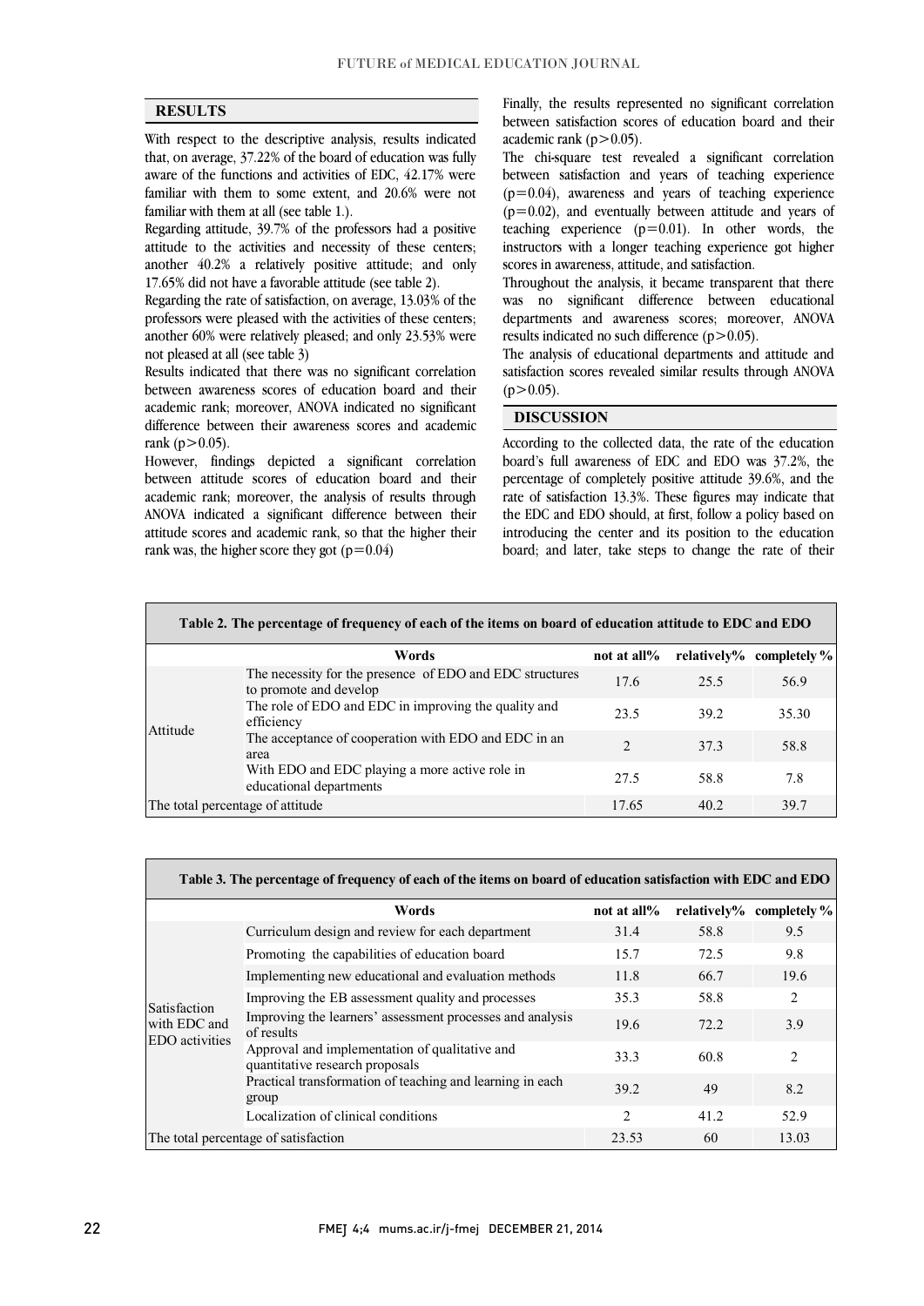## RESULTS

With respect to the descriptive analysis, results indicated that, on average, 37.22% of the board of education was fully aware of the functions and activities of EDC, 42.17% were familiar with them to some extent, and 20.6% were not familiar with them at all (see table 1.).

Regarding attitude, 39.7% of the professors had a positive attitude to the activities and necessity of these centers; another 40.2% a relatively positive attitude; and only 17.65% did not have a favorable attitude (see table 2).

Regarding the rate of satisfaction, on average, 13.03% of the professors were pleased with the activities of these centers; another 60% were relatively pleased; and only 23.53% were not pleased at all (see table 3)

Results indicated that there was no significant correlation between awareness scores of education board and their academic rank; moreover, ANOVA indicated no significant difference between their awareness scores and academic rank ($p > 0.05$).

However, findings depicted a significant correlation between attitude scores of education board and their academic rank; moreover, the analysis of results through ANOVA indicated a significant difference between their attitude scores and academic rank, so that the higher their rank was, the higher score they got ($p = 0.04$)

Finally, the results represented no significant correlation between satisfaction scores of education board and their academic rank ($p > 0.05$).

The chi-square test revealed a significant correlation between satisfaction and years of teaching experience ($p = 0.04$), awareness and years of teaching experience ($p = 0.02$), and eventually between attitude and years of teaching experience ($p = 0.01$). In other words, the instructors with a longer teaching experience got higher scores in awareness, attitude, and satisfaction.

Throughout the analysis, it became transparent that there was no significant difference between educational departments and awareness scores; moreover, ANOVA results indicated no such difference ($p > 0.05$).

The analysis of educational departments and attitude and satisfaction scores revealed similar results through ANOVA ($p > 0.05$).

## DISCUSSION

According to the collected data, the rate of the education board's full awareness of EDC and EDO was 37.2%, the percentage of completely positive attitude 39.6%, and the rate of satisfaction 13.3%. These figures may indicate that the EDC and EDO should, at first, follow a policy based on introducing the center and its position to the education board; and later, take steps to change the rate of their

**Table 2. The percentage of frequency of each of the items on board of education attitude to EDC and EDO**

| | Words | not at all% | relatively% | completely % |
|---|---|---|---|---|
| Attitude | The necessity for the presence of EDO and EDC structures to promote and develop | 17.6 | 25.5 | 56.9 |
| | The role of EDO and EDC in improving the quality and efficiency | 23.5 | 39.2 | 35.30 |
| | The acceptance of cooperation with EDO and EDC in an area | 2 | 37.3 | 58.8 |
| | With EDO and EDC playing a more active role in educational departments | 27.5 | 58.8 | 7.8 |
| The total percentage of attitude | | 17.65 | 40.2 | 39.7 |

**Table 3. The percentage of frequency of each of the items on board of education satisfaction with EDC and EDO**

| | Words | not at all% | relatively% | completely % |
|---|---|---|---|---|
| Satisfaction with EDC and EDO activities | Curriculum design and review for each department | 31.4 | 58.8 | 9.5 |
| | Promoting the capabilities of education board | 15.7 | 72.5 | 9.8 |
| | Implementing new educational and evaluation methods | 11.8 | 66.7 | 19.6 |
| | Improving the EB assessment quality and processes | 35.3 | 58.8 | 2 |
| | Improving the learners' assessment processes and analysis of results | 19.6 | 72.2 | 3.9 |
| | Approval and implementation of qualitative and quantitative research proposals | 33.3 | 60.8 | 2 |
| | Practical transformation of teaching and learning in each group | 39.2 | 49 | 8.2 |
| | Localization of clinical conditions | 2 | 41.2 | 52.9 |
| The total percentage of satisfaction | | 23.53 | 60 | 13.03 |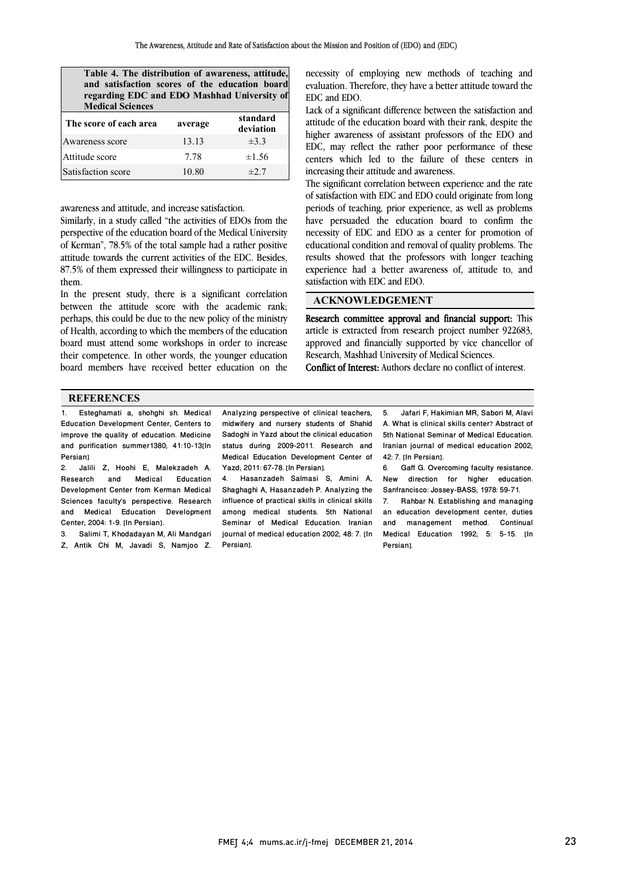**Table 4. The distribution of awareness, attitude, and satisfaction scores of the education board regarding EDC and EDO Mashhad University of Medical Sciences**

| The score of each area | average | standard deviation |
|---|---|---|
| Awareness score | 13.13 | ±3.3 |
| Attitude score | 7.78 | ±1.56 |
| Satisfaction score | 10.80 | ±2.7 |

awareness and attitude, and increase satisfaction.

Similarly, in a study called "the activities of EDOs from the perspective of the education board of the Medical University of Kerman", 78.5% of the total sample had a rather positive attitude towards the current activities of the EDC. Besides, 87.5% of them expressed their willingness to participate in them.

In the present study, there is a significant correlation between the attitude score with the academic rank; perhaps, this could be due to the new policy of the ministry of Health, according to which the members of the education board must attend some workshops in order to increase their competence. In other words, the younger education board members have received better education on the necessity of employing new methods of teaching and evaluation. Therefore, they have a better attitude toward the EDC and EDO.

Lack of a significant difference between the satisfaction and attitude of the education board with their rank, despite the higher awareness of assistant professors of the EDO and EDC, may reflect the rather poor performance of these centers which led to the failure of these centers in increasing their attitude and awareness.

The significant correlation between experience and the rate of satisfaction with EDC and EDO could originate from long periods of teaching, prior experience, as well as problems have persuaded the education board to confirm the necessity of EDC and EDO as a center for promotion of educational condition and removal of quality problems. The results showed that the professors with longer teaching experience had a better awareness of, attitude to, and satisfaction with EDC and EDO.

## ACKNOWLEDGEMENT

**Research committee approval and financial support:** This article is extracted from research project number 922683, approved and financially supported by vice chancellor of Research, Mashhad University of Medical Sciences.

**Conflict of Interest:** Authors declare no conflict of interest.

## REFERENCES

1. Esteghamati a, shohghi sh. Medical Education Development Center, Centers to improve the quality of education. Medicine and purification summer1380; 41:10-13[In Persian]
2. Jalili Z, Hoohi E, Malekzadeh A. Research and Medical Education Development Center from Kerman Medical Sciences faculty's perspective. Research and Medical Education Development Center; 2004: 1-9. [In Persian].
3. Salimi T, Khodadayan M, Ali Mandgari Z, Antik Chi M, Javadi S, Namjoo Z. Analyzing perspective of clinical teachers, midwifery and nursery students of Shahid Sadoghi in Yazd about the clinical education status during 2009-2011. Research and Medical Education Development Center of Yazd; 2011: 67-78. [In Persian].
4. Hasanzadeh Salmasi S, Amini A, Shaghaghi A, Hasanzadeh P. Analyzing the influence of practical skills in clinical skills among medical students. 5th National Seminar of Medical Education. Iranian journal of medical education 2002; 48: 7. [In Persian].
5. Jafari F, Hakimian MR, Sabori M, Alavi A. What is clinical skills center? Abstract of 5th National Seminar of Medical Education. Iranian journal of medical education 2002; 42: 7. [In Persian].
6. Gaff G. Overcoming faculty resistance. New direction for higher education. Sanfrancisco: Jossey-BASS; 1978: 59-71.
7. Rahbar N. Establishing and managing an education development center, duties and management method. Continual Medical Education 1992; 5: 5-15. [In Persian].